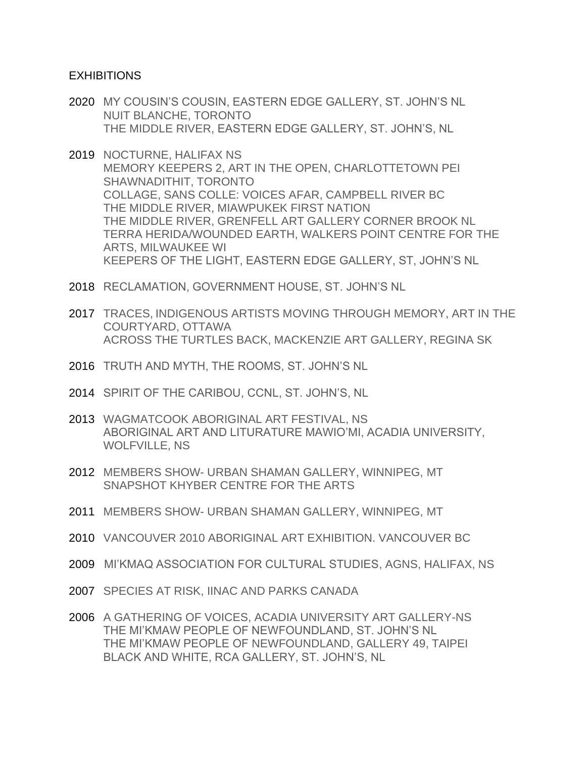# EXHIBITIONS

2020 MY COUSIN'S COUSIN, EASTERN EDGE GALLERY, ST. JOHN'S NL
NUIT BLANCHE, TORONTO
THE MIDDLE RIVER, EASTERN EDGE GALLERY, ST. JOHN'S, NL

2019 NOCTURNE, HALIFAX NS
MEMORY KEEPERS 2, ART IN THE OPEN, CHARLOTTETOWN PEI
SHAWNADITHIT, TORONTO
COLLAGE, SANS COLLE: VOICES AFAR, CAMPBELL RIVER BC
THE MIDDLE RIVER, MIAWPUKEK FIRST NATION
THE MIDDLE RIVER, GRENFELL ART GALLERY CORNER BROOK NL
TERRA HERIDA/WOUNDED EARTH, WALKERS POINT CENTRE FOR THE ARTS, MILWAUKEE WI
KEEPERS OF THE LIGHT, EASTERN EDGE GALLERY, ST, JOHN'S NL

2018 RECLAMATION, GOVERNMENT HOUSE, ST. JOHN'S NL

2017 TRACES, INDIGENOUS ARTISTS MOVING THROUGH MEMORY, ART IN THE COURTYARD, OTTAWA
ACROSS THE TURTLES BACK, MACKENZIE ART GALLERY, REGINA SK

2016 TRUTH AND MYTH, THE ROOMS, ST. JOHN'S NL

2014 SPIRIT OF THE CARIBOU, CCNL, ST. JOHN'S, NL

2013 WAGMATCOOK ABORIGINAL ART FESTIVAL, NS
ABORIGINAL ART AND LITURATURE MAWIO'MI, ACADIA UNIVERSITY, WOLFVILLE, NS

2012 MEMBERS SHOW- URBAN SHAMAN GALLERY, WINNIPEG, MT
SNAPSHOT KHYBER CENTRE FOR THE ARTS

2011 MEMBERS SHOW- URBAN SHAMAN GALLERY, WINNIPEG, MT

2010 VANCOUVER 2010 ABORIGINAL ART EXHIBITION. VANCOUVER BC

2009 MI'KMAQ ASSOCIATION FOR CULTURAL STUDIES, AGNS, HALIFAX, NS

2007 SPECIES AT RISK, IINAC AND PARKS CANADA

2006 A GATHERING OF VOICES, ACADIA UNIVERSITY ART GALLERY-NS
THE MI'KMAW PEOPLE OF NEWFOUNDLAND, ST. JOHN'S NL
THE MI'KMAW PEOPLE OF NEWFOUNDLAND, GALLERY 49, TAIPEI
BLACK AND WHITE, RCA GALLERY, ST. JOHN'S, NL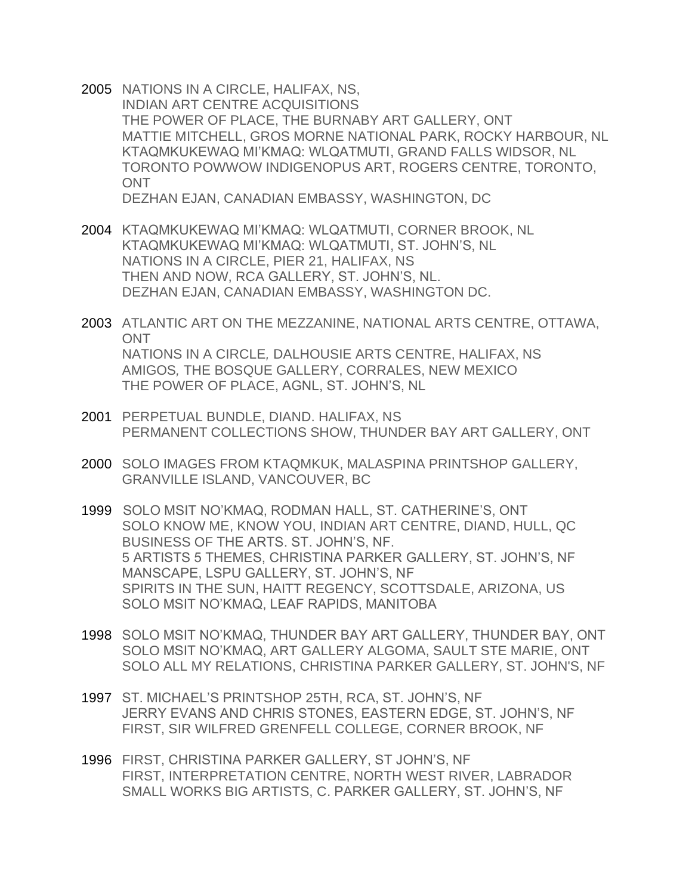2005 NATIONS IN A CIRCLE, HALIFAX, NS,
INDIAN ART CENTRE ACQUISITIONS
THE POWER OF PLACE, THE BURNABY ART GALLERY, ONT
MATTIE MITCHELL, GROS MORNE NATIONAL PARK, ROCKY HARBOUR, NL
KTAQMKUKEWAQ MI'KMAQ: WLQATMUTI, GRAND FALLS WIDSOR, NL
TORONTO POWWOW INDIGENOPUS ART, ROGERS CENTRE, TORONTO, ONT
DEZHAN EJAN, CANADIAN EMBASSY, WASHINGTON, DC

2004 KTAQMKUKEWAQ MI'KMAQ: WLQATMUTI, CORNER BROOK, NL
KTAQMKUKEWAQ MI'KMAQ: WLQATMUTI, ST. JOHN'S, NL
NATIONS IN A CIRCLE, PIER 21, HALIFAX, NS
THEN AND NOW, RCA GALLERY, ST. JOHN'S, NL.
DEZHAN EJAN, CANADIAN EMBASSY, WASHINGTON DC.

2003 ATLANTIC ART ON THE MEZZANINE, NATIONAL ARTS CENTRE, OTTAWA, ONT
NATIONS IN A CIRCLE*,* DALHOUSIE ARTS CENTRE, HALIFAX, NS
AMIGOS*,* THE BOSQUE GALLERY, CORRALES, NEW MEXICO
THE POWER OF PLACE, AGNL, ST. JOHN'S, NL

2001 PERPETUAL BUNDLE, DIAND. HALIFAX, NS
PERMANENT COLLECTIONS SHOW, THUNDER BAY ART GALLERY, ONT

2000 SOLO IMAGES FROM KTAQMKUK, MALASPINA PRINTSHOP GALLERY, GRANVILLE ISLAND, VANCOUVER, BC

1999 SOLO MSIT NO'KMAQ, RODMAN HALL, ST. CATHERINE'S, ONT
SOLO KNOW ME, KNOW YOU, INDIAN ART CENTRE, DIAND, HULL, QC
BUSINESS OF THE ARTS. ST. JOHN'S, NF.
5 ARTISTS 5 THEMES, CHRISTINA PARKER GALLERY, ST. JOHN'S, NF
MANSCAPE, LSPU GALLERY, ST. JOHN'S, NF
SPIRITS IN THE SUN, HAITT REGENCY, SCOTTSDALE, ARIZONA, US
SOLO MSIT NO'KMAQ, LEAF RAPIDS, MANITOBA

1998 SOLO MSIT NO'KMAQ, THUNDER BAY ART GALLERY, THUNDER BAY, ONT
SOLO MSIT NO'KMAQ, ART GALLERY ALGOMA, SAULT STE MARIE, ONT
SOLO ALL MY RELATIONS, CHRISTINA PARKER GALLERY, ST. JOHN'S, NF

1997 ST. MICHAEL'S PRINTSHOP 25TH, RCA, ST. JOHN'S, NF
JERRY EVANS AND CHRIS STONES, EASTERN EDGE, ST. JOHN'S, NF
FIRST, SIR WILFRED GRENFELL COLLEGE, CORNER BROOK, NF

1996 FIRST, CHRISTINA PARKER GALLERY, ST JOHN'S, NF
FIRST, INTERPRETATION CENTRE, NORTH WEST RIVER, LABRADOR
SMALL WORKS BIG ARTISTS, C. PARKER GALLERY, ST. JOHN'S, NF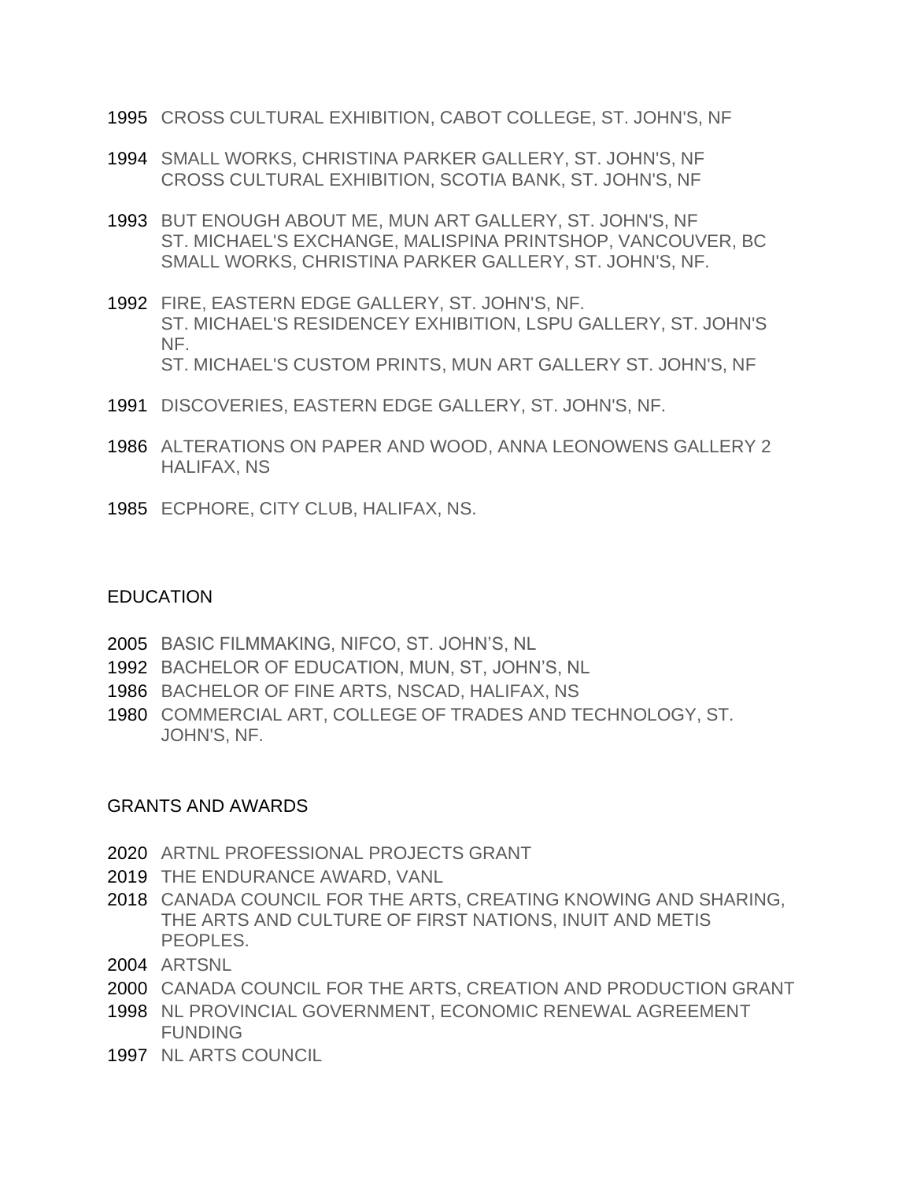1995 CROSS CULTURAL EXHIBITION, CABOT COLLEGE, ST. JOHN'S, NF

1994 SMALL WORKS, CHRISTINA PARKER GALLERY, ST. JOHN'S, NF
CROSS CULTURAL EXHIBITION, SCOTIA BANK, ST. JOHN'S, NF

1993 BUT ENOUGH ABOUT ME, MUN ART GALLERY, ST. JOHN'S, NF
ST. MICHAEL'S EXCHANGE, MALISPINA PRINTSHOP, VANCOUVER, BC
SMALL WORKS, CHRISTINA PARKER GALLERY, ST. JOHN'S, NF.

1992 FIRE, EASTERN EDGE GALLERY, ST. JOHN'S, NF.
ST. MICHAEL'S RESIDENCEY EXHIBITION, LSPU GALLERY, ST. JOHN'S NF.
ST. MICHAEL'S CUSTOM PRINTS, MUN ART GALLERY ST. JOHN'S, NF

1991 DISCOVERIES, EASTERN EDGE GALLERY, ST. JOHN'S, NF.

1986 ALTERATIONS ON PAPER AND WOOD, ANNA LEONOWENS GALLERY 2 HALIFAX, NS

1985 ECPHORE, CITY CLUB, HALIFAX, NS.

## EDUCATION

2005 BASIC FILMMAKING, NIFCO, ST. JOHN'S, NL
1992 BACHELOR OF EDUCATION, MUN, ST, JOHN'S, NL
1986 BACHELOR OF FINE ARTS, NSCAD, HALIFAX, NS
1980 COMMERCIAL ART, COLLEGE OF TRADES AND TECHNOLOGY, ST. JOHN'S, NF.

## GRANTS AND AWARDS

2020 ARTNL PROFESSIONAL PROJECTS GRANT
2019 THE ENDURANCE AWARD, VANL
2018 CANADA COUNCIL FOR THE ARTS, CREATING KNOWING AND SHARING, THE ARTS AND CULTURE OF FIRST NATIONS, INUIT AND METIS PEOPLES.
2004 ARTSNL
2000 CANADA COUNCIL FOR THE ARTS, CREATION AND PRODUCTION GRANT
1998 NL PROVINCIAL GOVERNMENT, ECONOMIC RENEWAL AGREEMENT FUNDING
1997 NL ARTS COUNCIL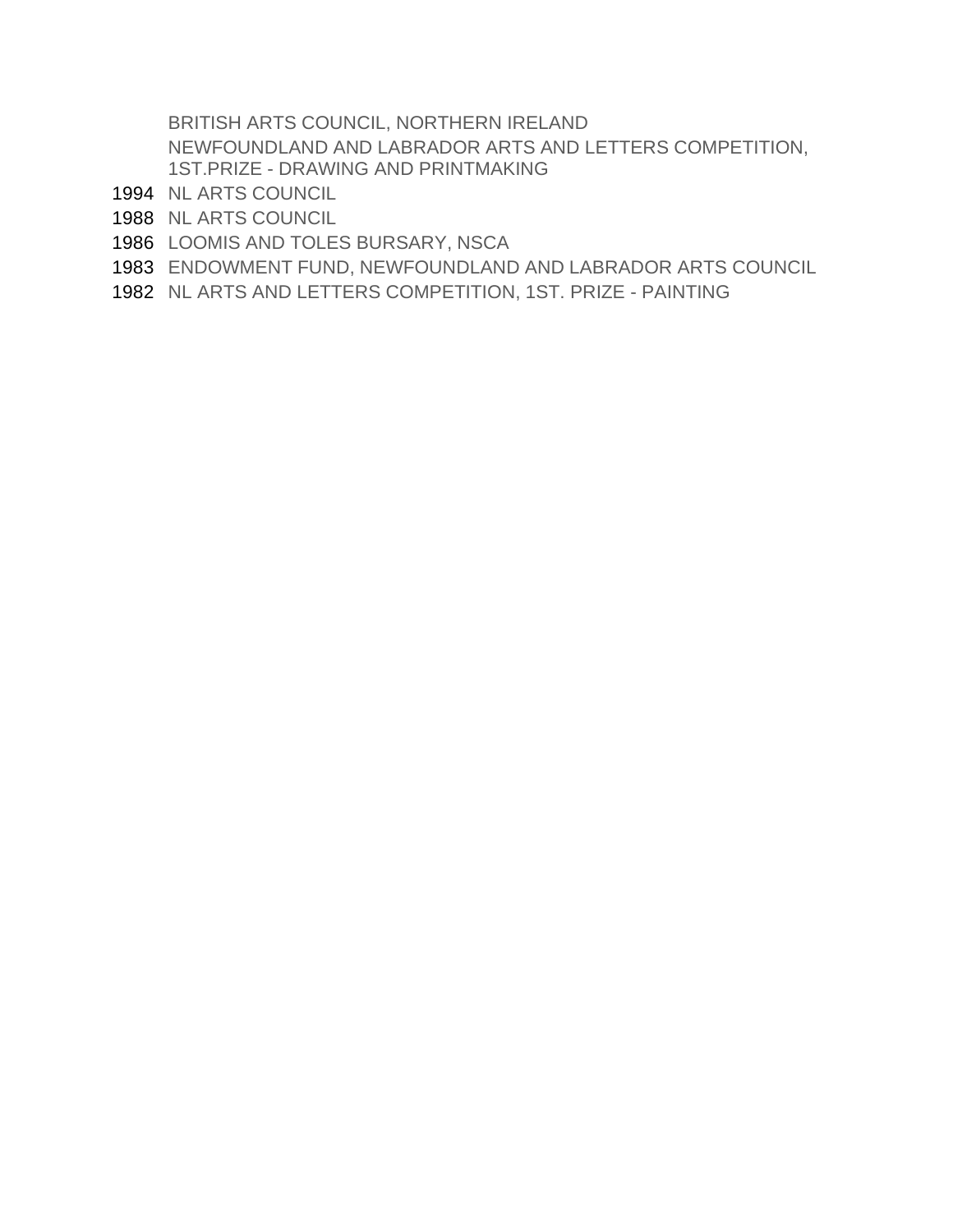BRITISH ARTS COUNCIL, NORTHERN IRELAND

NEWFOUNDLAND AND LABRADOR ARTS AND LETTERS COMPETITION, 1ST.PRIZE - DRAWING AND PRINTMAKING

1994 NL ARTS COUNCIL

1988 NL ARTS COUNCIL

1986 LOOMIS AND TOLES BURSARY, NSCA

1983 ENDOWMENT FUND, NEWFOUNDLAND AND LABRADOR ARTS COUNCIL

1982 NL ARTS AND LETTERS COMPETITION, 1ST. PRIZE - PAINTING